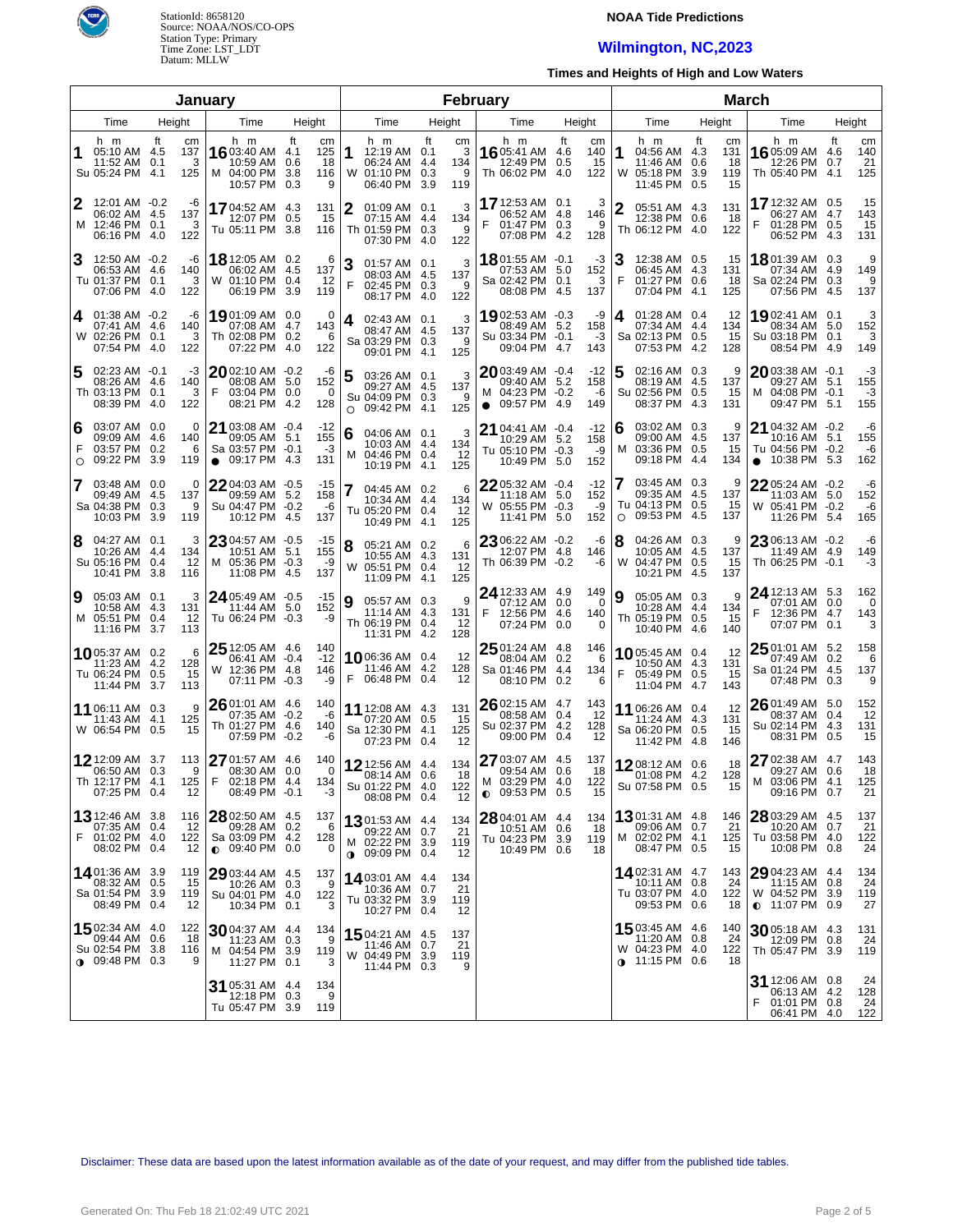StationId: 8658120
Source: NOAA/NOS/CO-OPS
Station Type: Primary
Time Zone: LST_LDT
Datum: MLLW

**NOAA Tide Predictions**

## Wilmington, NC,2023

**Times and Heights of High and Low Waters**

### January

| Day | Time | ft | cm |
|---|---|---|---|
| 1 Su | 05:10 AM | 4.5 | 137 |
| | 11:52 AM | 0.1 | 3 |
| | 05:24 PM | 4.1 | 125 |
| 2 M | 12:01 AM | -0.2 | -6 |
| | 06:02 AM | 4.5 | 137 |
| | 12:46 PM | 0.1 | 3 |
| | 06:16 PM | 4.0 | 122 |
| 3 Tu | 12:50 AM | -0.2 | -6 |
| | 06:53 AM | 4.6 | 140 |
| | 01:37 PM | 0.1 | 3 |
| | 07:06 PM | 4.0 | 122 |
| 4 W | 01:38 AM | -0.2 | -6 |
| | 07:41 AM | 4.6 | 140 |
| | 02:26 PM | 0.1 | 3 |
| | 07:54 PM | 4.0 | 122 |
| 5 Th | 02:23 AM | -0.1 | -3 |
| | 08:26 AM | 4.6 | 140 |
| | 03:13 PM | 0.1 | 3 |
| | 08:39 PM | 4.0 | 122 |
| 6 F ○ | 03:07 AM | 0.0 | 0 |
| | 09:09 AM | 4.6 | 140 |
| | 03:57 PM | 0.2 | 6 |
| | 09:22 PM | 3.9 | 119 |
| 7 Sa | 03:48 AM | 0.0 | 0 |
| | 09:49 AM | 4.5 | 137 |
| | 04:38 PM | 0.3 | 9 |
| | 10:03 PM | 3.9 | 119 |
| 8 Su | 04:27 AM | 0.1 | 3 |
| | 10:26 AM | 4.4 | 134 |
| | 05:16 PM | 0.4 | 12 |
| | 10:41 PM | 3.8 | 116 |
| 9 M | 05:03 AM | 0.1 | 3 |
| | 10:58 AM | 4.3 | 131 |
| | 05:51 PM | 0.4 | 12 |
| | 11:16 PM | 3.7 | 113 |
| 10 Tu | 05:37 AM | 0.2 | 6 |
| | 11:23 AM | 4.2 | 128 |
| | 06:24 PM | 0.5 | 15 |
| | 11:44 PM | 3.7 | 113 |
| 11 W | 06:11 AM | 0.3 | 9 |
| | 11:43 AM | 4.1 | 125 |
| | 06:54 PM | 0.5 | 15 |
| 12 Th | 12:09 AM | 3.7 | 113 |
| | 06:50 AM | 0.3 | 9 |
| | 12:17 PM | 4.1 | 125 |
| | 07:25 PM | 0.4 | 12 |
| 13 F | 12:46 AM | 3.8 | 116 |
| | 07:35 AM | 0.4 | 12 |
| | 01:02 PM | 4.0 | 122 |
| | 08:02 PM | 0.4 | 12 |
| 14 Sa | 01:36 AM | 3.9 | 119 |
| | 08:32 AM | 0.5 | 15 |
| | 01:54 PM | 3.9 | 119 |
| | 08:49 PM | 0.4 | 12 |
| 15 Su ◑ | 02:34 AM | 4.0 | 122 |
| | 09:44 AM | 0.6 | 18 |
| | 02:54 PM | 3.8 | 116 |
| | 09:48 PM | 0.3 | 9 |
| 16 M | 03:40 AM | 4.1 | 125 |
| | 10:59 AM | 0.6 | 18 |
| | 04:00 PM | 3.8 | 116 |
| | 10:57 PM | 0.3 | 9 |
| 17 Tu | 04:52 AM | 4.3 | 131 |
| | 12:07 PM | 0.5 | 15 |
| | 05:11 PM | 3.8 | 116 |
| 18 W | 12:05 AM | 0.2 | 6 |
| | 06:02 AM | 4.5 | 137 |
| | 01:10 PM | 0.4 | 12 |
| | 06:19 PM | 3.9 | 119 |
| 19 Th | 01:09 AM | 0.0 | 0 |
| | 07:08 AM | 4.7 | 143 |
| | 02:08 PM | 0.2 | 6 |
| | 07:22 PM | 4.0 | 122 |
| 20 F | 02:10 AM | -0.2 | -6 |
| | 08:08 AM | 5.0 | 152 |
| | 03:04 PM | 0.0 | 0 |
| | 08:21 PM | 4.2 | 128 |
| 21 Sa ● | 03:08 AM | -0.4 | -12 |
| | 09:05 AM | 5.1 | 155 |
| | 03:57 PM | -0.1 | -3 |
| | 09:17 PM | 4.3 | 131 |
| 22 Su | 04:03 AM | -0.5 | -15 |
| | 09:59 AM | 5.2 | 158 |
| | 04:47 PM | -0.2 | -6 |
| | 10:12 PM | 4.5 | 137 |
| 23 M | 04:57 AM | -0.5 | -15 |
| | 10:51 AM | 5.1 | 155 |
| | 05:36 PM | -0.3 | -9 |
| | 11:08 PM | 4.5 | 137 |
| 24 Tu | 05:49 AM | -0.5 | -15 |
| | 11:44 AM | 5.0 | 152 |
| | 06:24 PM | -0.3 | -9 |
| 25 W | 12:05 AM | 4.6 | 140 |
| | 06:41 AM | -0.4 | -12 |
| | 12:36 PM | 4.8 | 146 |
| | 07:11 PM | -0.3 | -9 |
| 26 Th | 01:01 AM | 4.6 | 140 |
| | 07:35 AM | -0.2 | -6 |
| | 01:27 PM | 4.6 | 140 |
| | 07:59 PM | -0.2 | -6 |
| 27 F | 01:57 AM | 4.6 | 140 |
| | 08:30 AM | 0.0 | 0 |
| | 02:18 PM | 4.4 | 134 |
| | 08:49 PM | -0.1 | -3 |
| 28 Sa ◐ | 02:50 AM | 4.5 | 137 |
| | 09:28 AM | 0.2 | 6 |
| | 03:09 PM | 4.2 | 128 |
| | 09:40 PM | 0.0 | 0 |
| 29 Su | 03:44 AM | 4.5 | 137 |
| | 10:26 AM | 0.3 | 9 |
| | 04:01 PM | 4.0 | 122 |
| | 10:34 PM | 0.1 | 3 |
| 30 M | 04:37 AM | 4.4 | 134 |
| | 11:23 AM | 0.3 | 9 |
| | 04:54 PM | 3.9 | 119 |
| | 11:27 PM | 0.1 | 3 |
| 31 Tu | 05:31 AM | 4.4 | 134 |
| | 12:18 PM | 0.3 | 9 |
| | 05:47 PM | 3.9 | 119 |

### February

| Day | Time | ft | cm |
|---|---|---|---|
| 1 W | 12:19 AM | 0.1 | 3 |
| | 06:24 AM | 4.4 | 134 |
| | 01:10 PM | 0.3 | 9 |
| | 06:40 PM | 3.9 | 119 |
| 2 Th | 01:09 AM | 0.1 | 3 |
| | 07:15 AM | 4.4 | 134 |
| | 01:59 PM | 0.3 | 9 |
| | 07:30 PM | 4.0 | 122 |
| 3 F | 01:57 AM | 0.1 | 3 |
| | 08:03 AM | 4.5 | 137 |
| | 02:45 PM | 0.3 | 9 |
| | 08:17 PM | 4.0 | 122 |
| 4 Sa | 02:43 AM | 0.1 | 3 |
| | 08:47 AM | 4.5 | 137 |
| | 03:29 PM | 0.3 | 9 |
| | 09:01 PM | 4.1 | 125 |
| 5 Su ○ | 03:26 AM | 0.1 | 3 |
| | 09:27 AM | 4.5 | 137 |
| | 04:09 PM | 0.3 | 9 |
| | 09:42 PM | 4.1 | 125 |
| 6 M | 04:06 AM | 0.1 | 3 |
| | 10:03 AM | 4.4 | 134 |
| | 04:46 PM | 0.4 | 12 |
| | 10:19 PM | 4.1 | 125 |
| 7 Tu | 04:45 AM | 0.2 | 6 |
| | 10:34 AM | 4.4 | 134 |
| | 05:20 PM | 0.4 | 12 |
| | 10:49 PM | 4.1 | 125 |
| 8 W | 05:21 AM | 0.2 | 6 |
| | 10:55 AM | 4.3 | 131 |
| | 05:51 PM | 0.4 | 12 |
| | 11:09 PM | 4.1 | 125 |
| 9 Th | 05:57 AM | 0.3 | 9 |
| | 11:14 AM | 4.3 | 131 |
| | 06:19 PM | 0.4 | 12 |
| | 11:31 PM | 4.2 | 128 |
| 10 F | 06:36 AM | 0.4 | 12 |
| | 11:46 AM | 4.2 | 128 |
| | 06:48 PM | 0.4 | 12 |
| 11 Sa | 12:08 AM | 4.3 | 131 |
| | 07:20 AM | 0.5 | 15 |
| | 12:30 PM | 4.1 | 125 |
| | 07:23 PM | 0.4 | 12 |
| 12 Su | 12:56 AM | 4.4 | 134 |
| | 08:14 AM | 0.6 | 18 |
| | 01:22 PM | 4.0 | 122 |
| | 08:08 PM | 0.4 | 12 |
| 13 M ◑ | 01:53 AM | 4.4 | 134 |
| | 09:22 AM | 0.7 | 21 |
| | 02:22 PM | 3.9 | 119 |
| | 09:09 PM | 0.4 | 12 |
| 14 Tu | 03:01 AM | 4.4 | 134 |
| | 10:36 AM | 0.7 | 21 |
| | 03:32 PM | 3.9 | 119 |
| | 10:27 PM | 0.4 | 12 |
| 15 W | 04:21 AM | 4.5 | 137 |
| | 11:46 AM | 0.7 | 21 |
| | 04:49 PM | 3.9 | 119 |
| | 11:44 PM | 0.3 | 9 |
| 16 Th | 05:41 AM | 4.6 | 140 |
| | 12:49 PM | 0.5 | 15 |
| | 06:02 PM | 4.0 | 122 |
| 17 F | 12:53 AM | 0.1 | 3 |
| | 06:52 AM | 4.8 | 146 |
| | 01:47 PM | 0.3 | 9 |
| | 07:08 PM | 4.2 | 128 |
| 18 Sa | 01:55 AM | -0.1 | -3 |
| | 07:53 AM | 5.0 | 152 |
| | 02:42 PM | 0.1 | 3 |
| | 08:08 PM | 4.5 | 137 |
| 19 Su | 02:53 AM | -0.3 | -9 |
| | 08:49 AM | 5.2 | 158 |
| | 03:34 PM | -0.1 | -3 |
| | 09:04 PM | 4.7 | 143 |
| 20 M ● | 03:49 AM | -0.4 | -12 |
| | 09:40 AM | 5.2 | 158 |
| | 04:23 PM | -0.2 | -6 |
| | 09:57 PM | 4.9 | 149 |
| 21 Tu | 04:41 AM | -0.4 | -12 |
| | 10:29 AM | 5.2 | 158 |
| | 05:10 PM | -0.3 | -9 |
| | 10:49 PM | 5.0 | 152 |
| 22 W | 05:32 AM | -0.4 | -12 |
| | 11:18 AM | 5.0 | 152 |
| | 05:55 PM | -0.3 | -9 |
| | 11:41 PM | 5.0 | 152 |
| 23 Th | 06:22 AM | -0.2 | -6 |
| | 12:07 PM | 4.8 | 146 |
| | 06:39 PM | -0.2 | -6 |
| 24 F | 12:33 AM | 4.9 | 149 |
| | 07:12 AM | 0.0 | 0 |
| | 12:56 PM | 4.6 | 140 |
| | 07:24 PM | 0.0 | 0 |
| 25 Sa | 01:24 AM | 4.8 | 146 |
| | 08:04 AM | 0.2 | 6 |
| | 01:46 PM | 4.4 | 134 |
| | 08:10 PM | 0.2 | 6 |
| 26 Su | 02:15 AM | 4.7 | 143 |
| | 08:58 AM | 0.4 | 12 |
| | 02:37 PM | 4.2 | 128 |
| | 09:00 PM | 0.4 | 12 |
| 27 M ◐ | 03:07 AM | 4.5 | 137 |
| | 09:54 AM | 0.6 | 18 |
| | 03:29 PM | 4.0 | 122 |
| | 09:53 PM | 0.5 | 15 |
| 28 Tu | 04:01 AM | 4.4 | 134 |
| | 10:51 AM | 0.6 | 18 |
| | 04:23 PM | 3.9 | 119 |
| | 10:49 PM | 0.6 | 18 |

### March

| Day | Time | ft | cm |
|---|---|---|---|
| 1 W | 04:56 AM | 4.3 | 131 |
| | 11:46 AM | 0.6 | 18 |
| | 05:18 PM | 3.9 | 119 |
| | 11:45 PM | 0.5 | 15 |
| 2 Th | 05:51 AM | 4.3 | 131 |
| | 12:38 PM | 0.6 | 18 |
| | 06:12 PM | 4.0 | 122 |
| 3 F | 12:38 AM | 0.5 | 15 |
| | 06:45 AM | 4.3 | 131 |
| | 01:27 PM | 0.6 | 18 |
| | 07:04 PM | 4.1 | 125 |
| 4 Sa | 01:28 AM | 0.4 | 12 |
| | 07:34 AM | 4.4 | 134 |
| | 02:13 PM | 0.5 | 15 |
| | 07:53 PM | 4.2 | 128 |
| 5 Su | 02:16 AM | 0.3 | 9 |
| | 08:19 AM | 4.5 | 137 |
| | 02:56 PM | 0.5 | 15 |
| | 08:37 PM | 4.3 | 131 |
| 6 M | 03:02 AM | 0.3 | 9 |
| | 09:00 AM | 4.5 | 137 |
| | 03:36 PM | 0.5 | 15 |
| | 09:18 PM | 4.4 | 134 |
| 7 Tu ○ | 03:45 AM | 0.3 | 9 |
| | 09:35 AM | 4.5 | 137 |
| | 04:13 PM | 0.5 | 15 |
| | 09:53 PM | 4.5 | 137 |
| 8 W | 04:26 AM | 0.3 | 9 |
| | 10:05 AM | 4.5 | 137 |
| | 04:47 PM | 0.5 | 15 |
| | 10:21 PM | 4.5 | 137 |
| 9 Th | 05:05 AM | 0.3 | 9 |
| | 10:28 AM | 4.4 | 134 |
| | 05:19 PM | 0.5 | 15 |
| | 10:40 PM | 4.6 | 140 |
| 10 F | 05:45 AM | 0.4 | 12 |
| | 10:50 AM | 4.3 | 131 |
| | 05:49 PM | 0.5 | 15 |
| | 11:04 PM | 4.7 | 143 |
| 11 Sa | 06:26 AM | 0.4 | 12 |
| | 11:24 AM | 4.3 | 131 |
| | 06:20 PM | 0.5 | 15 |
| | 11:42 PM | 4.8 | 146 |
| 12 Su | 08:12 AM | 0.6 | 18 |
| | 01:08 PM | 4.2 | 128 |
| | 07:58 PM | 0.5 | 15 |
| 13 M | 01:31 AM | 4.8 | 146 |
| | 09:06 AM | 0.7 | 21 |
| | 02:02 PM | 4.1 | 125 |
| | 08:47 PM | 0.5 | 15 |
| 14 Tu | 02:31 AM | 4.7 | 143 |
| | 10:11 AM | 0.8 | 24 |
| | 03:07 PM | 4.0 | 122 |
| | 09:53 PM | 0.6 | 18 |
| 15 W ◑ | 03:45 AM | 4.6 | 140 |
| | 11:20 AM | 0.8 | 24 |
| | 04:23 PM | 4.0 | 122 |
| | 11:15 PM | 0.6 | 18 |
| 16 Th | 05:09 AM | 4.6 | 140 |
| | 12:26 PM | 0.7 | 21 |
| | 05:40 PM | 4.1 | 125 |
| 17 F | 12:32 AM | 0.5 | 15 |
| | 06:27 AM | 4.7 | 143 |
| | 01:28 PM | 0.5 | 15 |
| | 06:52 PM | 4.3 | 131 |
| 18 Sa | 01:39 AM | 0.3 | 9 |
| | 07:34 AM | 4.9 | 149 |
| | 02:24 PM | 0.3 | 9 |
| | 07:56 PM | 4.5 | 137 |
| 19 Su | 02:41 AM | 0.1 | 3 |
| | 08:34 AM | 5.0 | 152 |
| | 03:18 PM | 0.1 | 3 |
| | 08:54 PM | 4.9 | 149 |
| 20 M | 03:38 AM | -0.1 | -3 |
| | 09:27 AM | 5.1 | 155 |
| | 04:08 PM | -0.1 | -3 |
| | 09:47 PM | 5.1 | 155 |
| 21 Tu ● | 04:32 AM | -0.2 | -6 |
| | 10:16 AM | 5.1 | 155 |
| | 04:56 PM | -0.2 | -6 |
| | 10:38 PM | 5.3 | 162 |
| 22 W | 05:24 AM | -0.2 | -6 |
| | 11:03 AM | 5.0 | 152 |
| | 05:41 PM | -0.2 | -6 |
| | 11:26 PM | 5.4 | 165 |
| 23 Th | 06:13 AM | -0.2 | -6 |
| | 11:49 AM | 4.9 | 149 |
| | 06:25 PM | -0.1 | -3 |
| 24 F | 12:13 AM | 5.3 | 162 |
| | 07:01 AM | 0.0 | 0 |
| | 12:36 PM | 4.7 | 143 |
| | 07:07 PM | 0.1 | 3 |
| 25 Sa | 01:01 AM | 5.2 | 158 |
| | 07:49 AM | 0.2 | 6 |
| | 01:24 PM | 4.5 | 137 |
| | 07:48 PM | 0.3 | 9 |
| 26 Su | 01:49 AM | 5.0 | 152 |
| | 08:37 AM | 0.4 | 12 |
| | 02:14 PM | 4.3 | 131 |
| | 08:31 PM | 0.5 | 15 |
| 27 M | 02:38 AM | 4.7 | 143 |
| | 09:27 AM | 0.6 | 18 |
| | 03:06 PM | 4.1 | 125 |
| | 09:16 PM | 0.7 | 21 |
| 28 Tu | 03:29 AM | 4.5 | 137 |
| | 10:20 AM | 0.7 | 21 |
| | 03:58 PM | 4.0 | 122 |
| | 10:08 PM | 0.8 | 24 |
| 29 W ◐ | 04:23 AM | 4.4 | 134 |
| | 11:15 AM | 0.8 | 24 |
| | 04:52 PM | 3.9 | 119 |
| | 11:07 PM | 0.9 | 27 |
| 30 Th | 05:18 AM | 4.3 | 131 |
| | 12:09 PM | 0.8 | 24 |
| | 05:47 PM | 3.9 | 119 |
| 31 F | 12:06 AM | 0.8 | 24 |
| | 06:13 AM | 4.2 | 128 |
| | 01:01 PM | 0.8 | 24 |
| | 06:41 PM | 4.0 | 122 |

Disclaimer: These data are based upon the latest information available as of the date of your request, and may differ from the published tide tables.

Generated On: Thu Feb 18 21:02:49 UTC 2021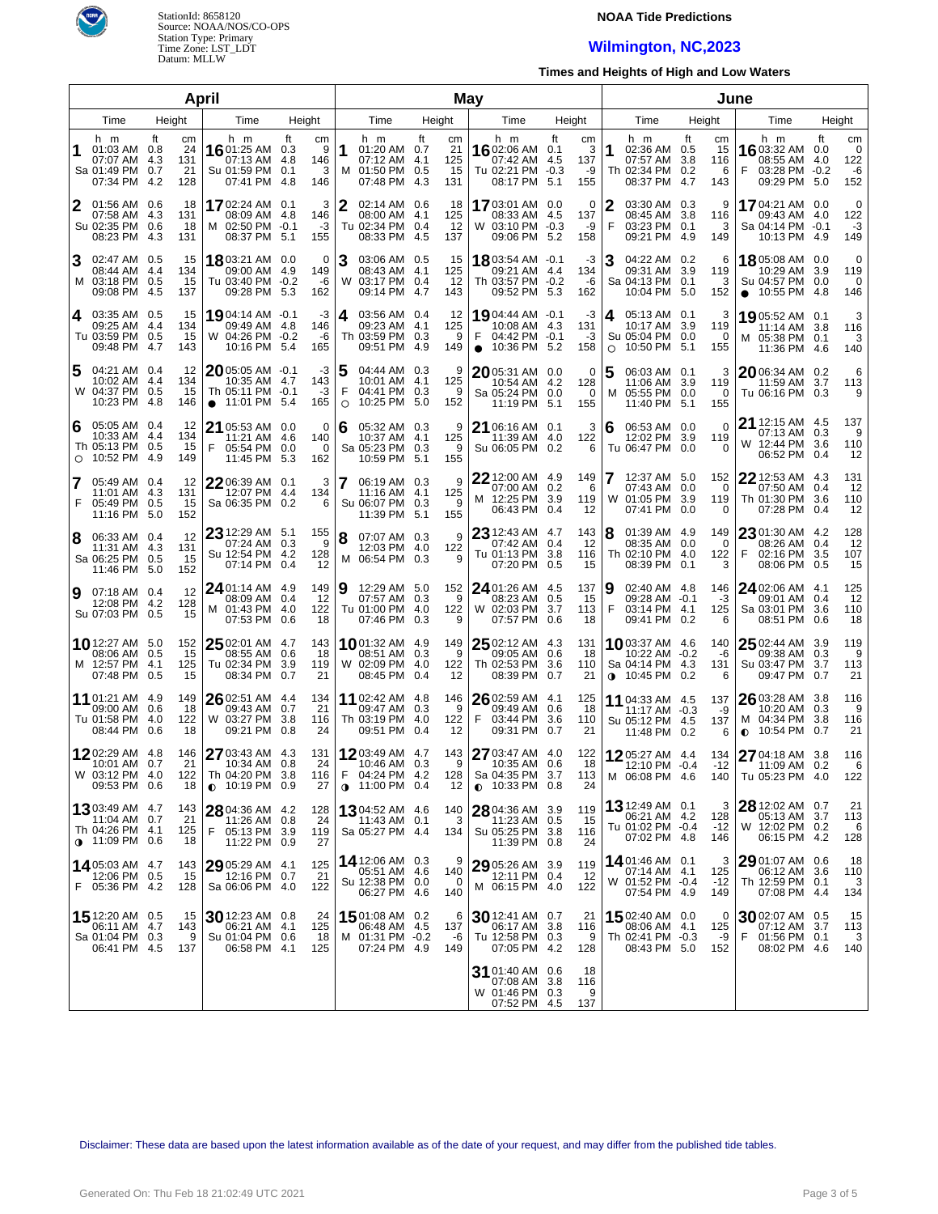StationId: 8658120
Source: NOAA/NOS/CO-OPS
Station Type: Primary
Time Zone: LST_LDT
Datum: MLLW

**NOAA Tide Predictions**

## Wilmington, NC,2023

**Times and Heights of High and Low Waters**

### April

| Day | Time | Height (ft) | Height (cm) | Day | Time | Height (ft) | Height (cm) |
|---|---|---|---|---|---|---|---|
| 1 Sa | 01:03 AM | 0.8 | 24 | 16 Su | 01:25 AM | 0.3 | 9 |
| | 07:07 AM | 4.3 | 131 | | 07:13 AM | 4.8 | 146 |
| | 01:49 PM | 0.7 | 21 | | 01:59 PM | 0.1 | 3 |
| | 07:34 PM | 4.2 | 128 | | 07:41 PM | 4.8 | 146 |
| 2 Su | 01:56 AM | 0.6 | 18 | 17 M | 02:24 AM | 0.1 | 3 |
| | 07:58 AM | 4.3 | 131 | | 08:09 AM | 4.8 | 146 |
| | 02:35 PM | 0.6 | 18 | | 02:50 PM | -0.1 | -3 |
| | 08:23 PM | 4.3 | 131 | | 08:37 PM | 5.1 | 155 |
| 3 M | 02:47 AM | 0.5 | 15 | 18 Tu | 03:21 AM | 0.0 | 0 |
| | 08:44 AM | 4.4 | 134 | | 09:00 AM | 4.9 | 149 |
| | 03:18 PM | 0.5 | 15 | | 03:40 PM | -0.2 | -6 |
| | 09:08 PM | 4.5 | 137 | | 09:28 PM | 5.3 | 162 |
| 4 Tu | 03:35 AM | 0.5 | 15 | 19 W | 04:14 AM | -0.1 | -3 |
| | 09:25 AM | 4.4 | 134 | | 09:49 AM | 4.8 | 146 |
| | 03:59 PM | 0.5 | 15 | | 04:26 PM | -0.2 | -6 |
| | 09:48 PM | 4.7 | 143 | | 10:16 PM | 5.4 | 165 |
| 5 W | 04:21 AM | 0.4 | 12 | 20 Th | 05:05 AM | -0.1 | -3 |
| | 10:02 AM | 4.4 | 134 | | 10:35 AM | 4.7 | 143 |
| | 04:37 PM | 0.5 | 15 | | 05:11 PM | -0.1 | -3 |
| | 10:23 PM | 4.8 | 146 | ● | 11:01 PM | 5.4 | 165 |
| 6 Th | 05:05 AM | 0.4 | 12 | 21 F | 05:53 AM | 0.0 | 0 |
| | 10:33 AM | 4.4 | 134 | | 11:21 AM | 4.6 | 140 |
| | 05:13 PM | 0.5 | 15 | | 05:54 PM | 0.0 | 0 |
| ○ | 10:52 PM | 4.9 | 149 | | 11:45 PM | 5.3 | 162 |
| 7 F | 05:49 AM | 0.4 | 12 | 22 Sa | 06:39 AM | 0.1 | 3 |
| | 11:01 AM | 4.3 | 131 | | 12:07 PM | 4.4 | 134 |
| | 05:49 PM | 0.5 | 15 | | 06:35 PM | 0.2 | 6 |
| | 11:16 PM | 5.0 | 152 | | | | |
| 8 Sa | 06:33 AM | 0.4 | 12 | 23 Su | 12:29 AM | 5.1 | 155 |
| | 11:31 AM | 4.3 | 131 | | 07:24 AM | 0.3 | 9 |
| | 06:25 PM | 0.5 | 15 | | 12:54 PM | 4.2 | 128 |
| | 11:46 PM | 5.0 | 152 | | 07:14 PM | 0.4 | 12 |
| 9 Su | 07:18 AM | 0.4 | 12 | 24 M | 01:14 AM | 4.9 | 149 |
| | 12:08 PM | 4.2 | 128 | | 08:09 AM | 0.4 | 12 |
| | 07:03 PM | 0.5 | 15 | | 01:43 PM | 4.0 | 122 |
| | | | | | 07:53 PM | 0.6 | 18 |
| 10 M | 12:27 AM | 5.0 | 152 | 25 Tu | 02:01 AM | 4.7 | 143 |
| | 08:06 AM | 0.5 | 15 | | 08:55 AM | 0.6 | 18 |
| | 12:57 PM | 4.1 | 125 | | 02:34 PM | 3.9 | 119 |
| | 07:48 PM | 0.5 | 15 | | 08:34 PM | 0.7 | 21 |
| 11 Tu | 01:21 AM | 4.9 | 149 | 26 W | 02:51 AM | 4.4 | 134 |
| | 09:00 AM | 0.6 | 18 | | 09:43 AM | 0.7 | 21 |
| | 01:58 PM | 4.0 | 122 | | 03:27 PM | 3.8 | 116 |
| | 08:44 PM | 0.6 | 18 | | 09:21 PM | 0.8 | 24 |
| 12 W | 02:29 AM | 4.8 | 146 | 27 Th | 03:43 AM | 4.3 | 131 |
| | 10:01 AM | 0.7 | 21 | | 10:34 AM | 0.8 | 24 |
| | 03:12 PM | 4.0 | 122 | | 04:20 PM | 3.8 | 116 |
| | 09:53 PM | 0.6 | 18 | ◐ | 10:19 PM | 0.9 | 27 |
| 13 Th | 03:49 AM | 4.7 | 143 | 28 F | 04:36 AM | 4.2 | 128 |
| | 11:04 AM | 0.7 | 21 | | 11:26 AM | 0.8 | 24 |
| | 04:26 PM | 4.1 | 125 | | 05:13 PM | 3.9 | 119 |
| ◑ | 11:09 PM | 0.6 | 18 | | 11:22 PM | 0.9 | 27 |
| 14 F | 05:03 AM | 4.7 | 143 | 29 Sa | 05:29 AM | 4.1 | 125 |
| | 12:06 PM | 0.5 | 15 | | 12:16 PM | 0.7 | 21 |
| | 05:36 PM | 4.2 | 128 | | 06:06 PM | 4.0 | 122 |
| 15 Sa | 12:20 AM | 0.5 | 15 | 30 Su | 12:23 AM | 0.8 | 24 |
| | 06:11 AM | 4.7 | 143 | | 06:21 AM | 4.1 | 125 |
| | 01:04 PM | 0.3 | 9 | | 01:04 PM | 0.6 | 18 |
| | 06:41 PM | 4.5 | 137 | | 06:58 PM | 4.1 | 125 |

### May

| Day | Time | Height (ft) | Height (cm) | Day | Time | Height (ft) | Height (cm) |
|---|---|---|---|---|---|---|---|
| 1 M | 01:20 AM | 0.7 | 21 | 16 Tu | 02:06 AM | 0.1 | 3 |
| | 07:12 AM | 4.1 | 125 | | 07:42 AM | 4.5 | 137 |
| | 01:50 PM | 0.5 | 15 | | 02:21 PM | -0.3 | -9 |
| | 07:48 PM | 4.3 | 131 | | 08:17 PM | 5.1 | 155 |
| 2 Tu | 02:14 AM | 0.6 | 18 | 17 W | 03:01 AM | 0.0 | 0 |
| | 08:00 AM | 4.1 | 125 | | 08:33 AM | 4.5 | 137 |
| | 02:34 PM | 0.4 | 12 | | 03:10 PM | -0.3 | -9 |
| | 08:33 PM | 4.5 | 137 | | 09:06 PM | 5.2 | 158 |
| 3 W | 03:06 AM | 0.5 | 15 | 18 Th | 03:54 AM | -0.1 | -3 |
| | 08:43 AM | 4.1 | 125 | | 09:21 AM | 4.4 | 134 |
| | 03:17 PM | 0.4 | 12 | | 03:57 PM | -0.2 | -6 |
| | 09:14 PM | 4.7 | 143 | | 09:52 PM | 5.3 | 162 |
| 4 Th | 03:56 AM | 0.4 | 12 | 19 F | 04:44 AM | -0.1 | -3 |
| | 09:23 AM | 4.1 | 125 | | 10:08 AM | 4.3 | 131 |
| | 03:59 PM | 0.3 | 9 | | 04:42 PM | -0.1 | -3 |
| | 09:51 PM | 4.9 | 149 | ● | 10:36 PM | 5.2 | 158 |
| 5 F | 04:44 AM | 0.3 | 9 | 20 Sa | 05:31 AM | 0.0 | 0 |
| | 10:01 AM | 4.1 | 125 | | 10:54 AM | 4.2 | 128 |
| | 04:41 PM | 0.3 | 9 | | 05:24 PM | 0.0 | 0 |
| ○ | 10:25 PM | 5.0 | 152 | | 11:19 PM | 5.1 | 155 |
| 6 Sa | 05:32 AM | 0.3 | 9 | 21 Su | 06:16 AM | 0.1 | 3 |
| | 10:37 AM | 4.1 | 125 | | 11:39 AM | 4.0 | 122 |
| | 05:23 PM | 0.3 | 9 | | 06:05 PM | 0.2 | 6 |
| | 10:59 PM | 5.1 | 155 | | | | |
| 7 Su | 06:19 AM | 0.3 | 9 | 22 M | 12:00 AM | 4.9 | 149 |
| | 11:16 AM | 4.1 | 125 | | 07:00 AM | 0.2 | 6 |
| | 06:07 PM | 0.3 | 9 | | 12:25 PM | 3.9 | 119 |
| | 11:39 PM | 5.1 | 155 | | 06:43 PM | 0.4 | 12 |
| 8 M | 07:07 AM | 0.3 | 9 | 23 Tu | 12:43 AM | 4.7 | 143 |
| | 12:03 PM | 4.0 | 122 | | 07:42 AM | 0.4 | 12 |
| | 06:54 PM | 0.3 | 9 | | 01:13 PM | 3.8 | 116 |
| | | | | | 07:20 PM | 0.5 | 15 |
| 9 Tu | 12:29 AM | 5.0 | 152 | 24 W | 01:26 AM | 4.5 | 137 |
| | 07:57 AM | 0.3 | 9 | | 08:23 AM | 0.5 | 15 |
| | 01:00 PM | 4.0 | 122 | | 02:03 PM | 3.7 | 113 |
| | 07:46 PM | 0.3 | 9 | | 07:57 PM | 0.6 | 18 |
| 10 W | 01:32 AM | 4.9 | 149 | 25 Th | 02:12 AM | 4.3 | 131 |
| | 08:51 AM | 0.3 | 9 | | 09:05 AM | 0.6 | 18 |
| | 02:09 PM | 4.0 | 122 | | 02:53 PM | 3.6 | 110 |
| | 08:45 PM | 0.4 | 12 | | 08:39 PM | 0.7 | 21 |
| 11 Th | 02:42 AM | 4.8 | 146 | 26 F | 02:59 AM | 4.1 | 125 |
| | 09:47 AM | 0.3 | 9 | | 09:49 AM | 0.6 | 18 |
| | 03:19 PM | 4.0 | 122 | | 03:44 PM | 3.6 | 110 |
| | 09:51 PM | 0.4 | 12 | | 09:31 PM | 0.7 | 21 |
| 12 F | 03:49 AM | 4.7 | 143 | 27 Sa | 03:47 AM | 4.0 | 122 |
| | 10:46 AM | 0.3 | 9 | | 10:35 AM | 0.6 | 18 |
| | 04:24 PM | 4.2 | 128 | | 04:35 PM | 3.7 | 113 |
| ◑ | 11:00 PM | 0.4 | 12 | ◐ | 10:33 PM | 0.8 | 24 |
| 13 Sa | 04:52 AM | 4.6 | 140 | 28 Su | 04:36 AM | 3.9 | 119 |
| | 11:43 AM | 0.1 | 3 | | 11:23 AM | 0.5 | 15 |
| | 05:27 PM | 4.4 | 134 | | 05:25 PM | 3.8 | 116 |
| | | | | | 11:39 PM | 0.8 | 24 |
| 14 Su | 12:06 AM | 0.3 | 9 | 29 M | 05:26 AM | 3.9 | 119 |
| | 05:51 AM | 4.6 | 140 | | 12:11 PM | 0.4 | 12 |
| | 12:38 PM | 0.0 | 0 | | 06:15 PM | 4.0 | 122 |
| | 06:27 PM | 4.6 | 140 | | | | |
| 15 M | 01:08 AM | 0.2 | 6 | 30 Tu | 12:41 AM | 0.7 | 21 |
| | 06:48 AM | 4.5 | 137 | | 06:17 AM | 3.8 | 116 |
| | 01:31 PM | -0.2 | -6 | | 12:58 PM | 0.3 | 9 |
| | 07:24 PM | 4.9 | 149 | | 07:05 PM | 4.2 | 128 |
| | | | | 31 W | 01:40 AM | 0.6 | 18 |
| | | | | | 07:08 AM | 3.8 | 116 |
| | | | | | 01:46 PM | 0.3 | 9 |
| | | | | | 07:52 PM | 4.5 | 137 |

### June

| Day | Time | Height (ft) | Height (cm) | Day | Time | Height (ft) | Height (cm) |
|---|---|---|---|---|---|---|---|
| 1 Th | 02:36 AM | 0.5 | 15 | 16 F | 03:32 AM | 0.0 | 0 |
| | 07:57 AM | 3.8 | 116 | | 08:55 AM | 4.0 | 122 |
| | 02:34 PM | 0.2 | 6 | | 03:28 PM | -0.2 | -6 |
| | 08:37 PM | 4.7 | 143 | | 09:29 PM | 5.0 | 152 |
| 2 F | 03:30 AM | 0.3 | 9 | 17 Sa | 04:21 AM | 0.0 | 0 |
| | 08:45 AM | 3.8 | 116 | | 09:43 AM | 4.0 | 122 |
| | 03:23 PM | 0.1 | 3 | | 04:14 PM | -0.1 | -3 |
| | 09:21 PM | 4.9 | 149 | | 10:13 PM | 4.9 | 149 |
| 3 Sa | 04:22 AM | 0.2 | 6 | 18 Su | 05:08 AM | 0.0 | 0 |
| | 09:31 AM | 3.9 | 119 | | 10:29 AM | 3.9 | 119 |
| | 04:13 PM | 0.1 | 3 | | 04:57 PM | 0.0 | 0 |
| | 10:04 PM | 5.0 | 152 | ● | 10:55 PM | 4.8 | 146 |
| 4 Su | 05:13 AM | 0.1 | 3 | 19 M | 05:52 AM | 0.1 | 3 |
| | 10:17 AM | 3.9 | 119 | | 11:14 AM | 3.8 | 116 |
| | 05:04 PM | 0.0 | 0 | | 05:38 PM | 0.1 | 3 |
| ○ | 10:50 PM | 5.1 | 155 | | 11:36 PM | 4.6 | 140 |
| 5 M | 06:03 AM | 0.1 | 3 | 20 Tu | 06:34 AM | 0.2 | 6 |
| | 11:06 AM | 3.9 | 119 | | 11:59 AM | 3.7 | 113 |
| | 05:55 PM | 0.0 | 0 | | 06:16 PM | 0.3 | 9 |
| | 11:40 PM | 5.1 | 155 | | | | |
| 6 Tu | 06:53 AM | 0.0 | 0 | 21 W | 12:15 AM | 4.5 | 137 |
| | 12:02 PM | 3.9 | 119 | | 07:13 AM | 0.3 | 9 |
| | 06:47 PM | 0.0 | 0 | | 12:44 PM | 3.6 | 110 |
| | | | | | 06:52 PM | 0.4 | 12 |
| 7 W | 12:37 AM | 5.0 | 152 | 22 Th | 12:53 AM | 4.3 | 131 |
| | 07:43 AM | 0.0 | 0 | | 07:50 AM | 0.4 | 12 |
| | 01:05 PM | 3.9 | 119 | | 01:30 PM | 3.6 | 110 |
| | 07:41 PM | 0.0 | 0 | | 07:28 PM | 0.4 | 12 |
| 8 Th | 01:39 AM | 4.9 | 149 | 23 F | 01:30 AM | 4.2 | 128 |
| | 08:35 AM | 0.0 | 0 | | 08:26 AM | 0.4 | 12 |
| | 02:10 PM | 4.0 | 122 | | 02:16 PM | 3.5 | 107 |
| | 08:39 PM | 0.1 | 3 | | 08:06 PM | 0.5 | 15 |
| 9 F | 02:40 AM | 4.8 | 146 | 24 Sa | 02:06 AM | 4.1 | 125 |
| | 09:28 AM | -0.1 | -3 | | 09:01 AM | 0.4 | 12 |
| | 03:14 PM | 4.1 | 125 | | 03:01 PM | 3.6 | 110 |
| | 09:41 PM | 0.2 | 6 | | 08:51 PM | 0.6 | 18 |
| 10 Sa | 03:37 AM | 4.6 | 140 | 25 Su | 02:44 AM | 3.9 | 119 |
| | 10:22 AM | -0.2 | -6 | | 09:38 AM | 0.3 | 9 |
| | 04:14 PM | 4.3 | 131 | | 03:47 PM | 3.7 | 113 |
| ◑ | 10:45 PM | 0.2 | 6 | | 09:47 PM | 0.7 | 21 |
| 11 Su | 04:33 AM | 4.5 | 137 | 26 M | 03:28 AM | 3.8 | 116 |
| | 11:17 AM | -0.3 | -9 | | 10:20 AM | 0.3 | 9 |
| | 05:12 PM | 4.5 | 137 | | 04:34 PM | 3.8 | 116 |
| | 11:48 PM | 0.2 | 6 | ◐ | 10:54 PM | 0.7 | 21 |
| 12 M | 05:27 AM | 4.4 | 134 | 27 Tu | 04:18 AM | 3.8 | 116 |
| | 12:10 PM | -0.4 | -12 | | 11:09 AM | 0.2 | 6 |
| | 06:08 PM | 4.6 | 140 | | 05:23 PM | 4.0 | 122 |
| 13 Tu | 12:49 AM | 0.1 | 3 | 28 W | 12:02 AM | 0.7 | 21 |
| | 06:21 AM | 4.2 | 128 | | 05:13 AM | 3.7 | 113 |
| | 01:02 PM | -0.4 | -12 | | 12:02 PM | 0.2 | 6 |
| | 07:02 PM | 4.8 | 146 | | 06:15 PM | 4.2 | 128 |
| 14 W | 01:46 AM | 0.1 | 3 | 29 Th | 01:07 AM | 0.6 | 18 |
| | 07:14 AM | 4.1 | 125 | | 06:12 AM | 3.6 | 110 |
| | 01:52 PM | -0.4 | -12 | | 12:59 PM | 0.1 | 3 |
| | 07:54 PM | 4.9 | 149 | | 07:08 PM | 4.4 | 134 |
| 15 Th | 02:40 AM | 0.0 | 0 | 30 F | 02:07 AM | 0.5 | 15 |
| | 08:06 AM | 4.1 | 125 | | 07:12 AM | 3.7 | 113 |
| | 02:41 PM | -0.3 | -9 | | 01:56 PM | 0.1 | 3 |
| | 08:43 PM | 5.0 | 152 | | 08:02 PM | 4.6 | 140 |

Disclaimer: These data are based upon the latest information available as of the date of your request, and may differ from the published tide tables.

Generated On: Thu Feb 18 21:02:49 UTC 2021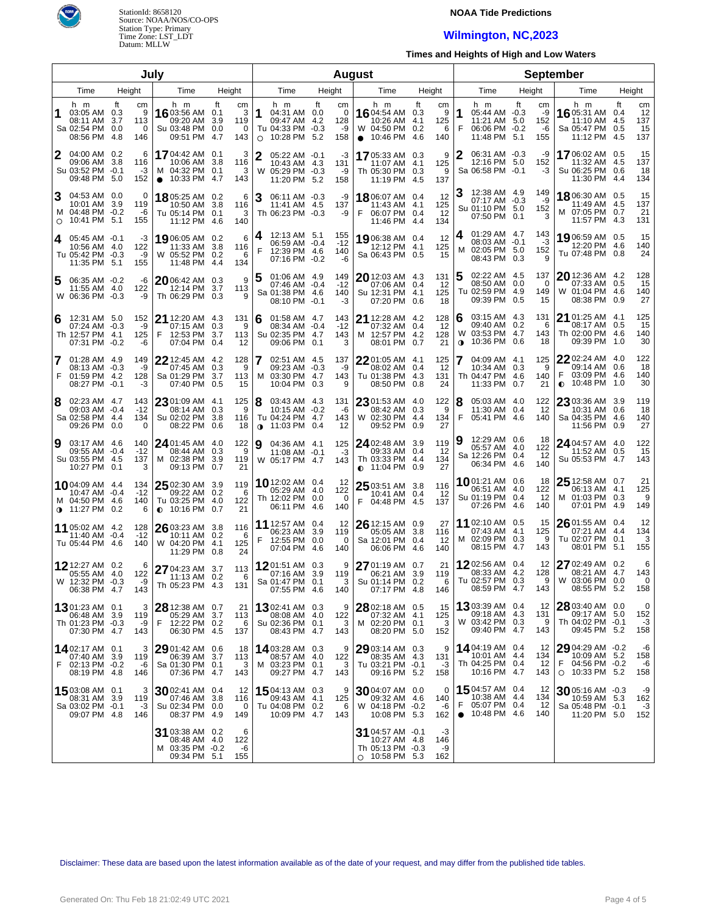StationId: 8658120
Source: NOAA/NOS/CO-OPS
Station Type: Primary
Time Zone: LST_LDT
Datum: MLLW

# NOAA Tide Predictions

## Wilmington, NC,2023

### Times and Heights of High and Low Waters

## July

| Day | Time (h m) | Height (ft) | Height (cm) |
|---|---|---|---|
| 1 Sa | 03:05 AM | 0.3 | 9 |
| | 08:11 AM | 3.7 | 113 |
| | 02:54 PM | 0.0 | 0 |
| | 08:56 PM | 4.8 | 146 |
| 2 Su | 04:00 AM | 0.2 | 6 |
| | 09:06 AM | 3.8 | 116 |
| | 03:52 PM | -0.1 | -3 |
| | 09:48 PM | 5.0 | 152 |
| 3 M | 04:53 AM | 0.0 | 0 |
| | 10:01 AM | 3.9 | 119 |
| | 04:48 PM | -0.2 | -6 |
| | ○ 10:41 PM | 5.1 | 155 |
| 4 Tu | 05:45 AM | -0.1 | -3 |
| | 10:56 AM | 4.0 | 122 |
| | 05:42 PM | -0.3 | -9 |
| | 11:35 PM | 5.1 | 155 |
| 5 W | 06:35 AM | -0.2 | -6 |
| | 11:55 AM | 4.0 | 122 |
| | 06:36 PM | -0.3 | -9 |
| 6 Th | 12:31 AM | 5.0 | 152 |
| | 07:24 AM | -0.3 | -9 |
| | 12:57 PM | 4.1 | 125 |
| | 07:31 PM | -0.2 | -6 |
| 7 F | 01:28 AM | 4.9 | 149 |
| | 08:13 AM | -0.3 | -9 |
| | 01:59 PM | 4.2 | 128 |
| | 08:27 PM | -0.1 | -3 |
| 8 Sa | 02:23 AM | 4.7 | 143 |
| | 09:03 AM | -0.4 | -12 |
| | 02:58 PM | 4.4 | 134 |
| | 09:26 PM | 0.0 | 0 |
| 9 Su | 03:17 AM | 4.6 | 140 |
| | 09:55 AM | -0.4 | -12 |
| | 03:55 PM | 4.5 | 137 |
| | 10:27 PM | 0.1 | 3 |
| 10 M | 04:09 AM | 4.4 | 134 |
| | 10:47 AM | -0.4 | -12 |
| | 04:50 PM | 4.6 | 140 |
| | ◑ 11:27 PM | 0.2 | 6 |
| 11 Tu | 05:02 AM | 4.2 | 128 |
| | 11:40 AM | -0.4 | -12 |
| | 05:44 PM | 4.6 | 140 |
| 12 W | 12:27 AM | 0.2 | 6 |
| | 05:55 AM | 4.0 | 122 |
| | 12:32 PM | -0.3 | -9 |
| | 06:38 PM | 4.7 | 143 |
| 13 Th | 01:23 AM | 0.1 | 3 |
| | 06:48 AM | 3.9 | 119 |
| | 01:23 PM | -0.3 | -9 |
| | 07:30 PM | 4.7 | 143 |
| 14 F | 02:17 AM | 0.1 | 3 |
| | 07:40 AM | 3.9 | 119 |
| | 02:13 PM | -0.2 | -6 |
| | 08:19 PM | 4.8 | 146 |
| 15 Sa | 03:08 AM | 0.1 | 3 |
| | 08:31 AM | 3.9 | 119 |
| | 03:02 PM | -0.1 | -3 |
| | 09:07 PM | 4.8 | 146 |
| 16 Su | 03:56 AM | 0.1 | 3 |
| | 09:20 AM | 3.9 | 119 |
| | 03:48 PM | 0.0 | 0 |
| | 09:51 PM | 4.7 | 143 |
| 17 M | 04:42 AM | 0.1 | 3 |
| | 10:06 AM | 3.8 | 116 |
| | 04:32 PM | 0.1 | 3 |
| | ● 10:33 PM | 4.7 | 143 |
| 18 Tu | 05:25 AM | 0.2 | 6 |
| | 10:50 AM | 3.8 | 116 |
| | 05:14 PM | 0.1 | 3 |
| | 11:12 PM | 4.6 | 140 |
| 19 W | 06:05 AM | 0.2 | 6 |
| | 11:33 AM | 3.8 | 116 |
| | 05:52 PM | 0.2 | 6 |
| | 11:48 PM | 4.4 | 134 |
| 20 Th | 06:42 AM | 0.3 | 9 |
| | 12:14 PM | 3.7 | 113 |
| | 06:29 PM | 0.3 | 9 |
| 21 F | 12:20 AM | 4.3 | 131 |
| | 07:15 AM | 0.3 | 9 |
| | 12:53 PM | 3.7 | 113 |
| | 07:04 PM | 0.4 | 12 |
| 22 Sa | 12:45 AM | 4.2 | 128 |
| | 07:45 AM | 0.3 | 9 |
| | 01:29 PM | 3.7 | 113 |
| | 07:40 PM | 0.5 | 15 |
| 23 Su | 01:09 AM | 4.1 | 125 |
| | 08:14 AM | 0.3 | 9 |
| | 02:02 PM | 3.8 | 116 |
| | 08:22 PM | 0.6 | 18 |
| 24 M | 01:45 AM | 4.0 | 122 |
| | 08:44 AM | 0.3 | 9 |
| | 02:38 PM | 3.9 | 119 |
| | 09:13 PM | 0.7 | 21 |
| 25 Tu | 02:30 AM | 3.9 | 119 |
| | 09:22 AM | 0.2 | 6 |
| | 03:25 PM | 4.0 | 122 |
| | ◐ 10:16 PM | 0.7 | 21 |
| 26 W | 03:23 AM | 3.8 | 116 |
| | 10:11 AM | 0.2 | 6 |
| | 04:20 PM | 4.1 | 125 |
| | 11:29 PM | 0.8 | 24 |
| 27 Th | 04:23 AM | 3.7 | 113 |
| | 11:13 AM | 0.2 | 6 |
| | 05:23 PM | 4.3 | 131 |
| 28 F | 12:38 AM | 0.7 | 21 |
| | 05:29 AM | 3.7 | 113 |
| | 12:22 PM | 0.2 | 6 |
| | 06:30 PM | 4.5 | 137 |
| 29 Sa | 01:42 AM | 0.6 | 18 |
| | 06:39 AM | 3.7 | 113 |
| | 01:30 PM | 0.1 | 3 |
| | 07:36 PM | 4.7 | 143 |
| 30 Su | 02:41 AM | 0.4 | 12 |
| | 07:46 AM | 3.8 | 116 |
| | 02:34 PM | 0.0 | 0 |
| | 08:37 PM | 4.9 | 149 |
| 31 M | 03:38 AM | 0.2 | 6 |
| | 08:48 AM | 4.0 | 122 |
| | 03:35 PM | -0.2 | -6 |
| | 09:34 PM | 5.1 | 155 |

## August

| Day | Time (h m) | Height (ft) | Height (cm) |
|---|---|---|---|
| 1 Tu | 04:31 AM | 0.0 | 0 |
| | 09:47 AM | 4.2 | 128 |
| | 04:33 PM | -0.3 | -9 |
| | ○ 10:28 PM | 5.2 | 158 |
| 2 W | 05:22 AM | -0.1 | -3 |
| | 10:43 AM | 4.3 | 131 |
| | 05:29 PM | -0.3 | -9 |
| | 11:20 PM | 5.2 | 158 |
| 3 Th | 06:11 AM | -0.3 | -9 |
| | 11:41 AM | 4.5 | 137 |
| | 06:23 PM | -0.3 | -9 |
| 4 F | 12:13 AM | 5.1 | 155 |
| | 06:59 AM | -0.4 | -12 |
| | 12:39 PM | 4.6 | 140 |
| | 07:16 PM | -0.2 | -6 |
| 5 Sa | 01:06 AM | 4.9 | 149 |
| | 07:46 AM | -0.4 | -12 |
| | 01:38 PM | 4.6 | 140 |
| | 08:10 PM | -0.1 | -3 |
| 6 Su | 01:58 AM | 4.7 | 143 |
| | 08:34 AM | -0.4 | -12 |
| | 02:35 PM | 4.7 | 143 |
| | 09:06 PM | 0.1 | 3 |
| 7 M | 02:51 AM | 4.5 | 137 |
| | 09:23 AM | -0.3 | -9 |
| | 03:30 PM | 4.7 | 143 |
| | 10:04 PM | 0.3 | 9 |
| 8 Tu | 03:43 AM | 4.3 | 131 |
| | 10:15 AM | -0.2 | -6 |
| | 04:24 PM | 4.7 | 143 |
| | ◑ 11:03 PM | 0.4 | 12 |
| 9 W | 04:36 AM | 4.1 | 125 |
| | 11:08 AM | -0.1 | -3 |
| | 05:17 PM | 4.7 | 143 |
| 10 Th | 12:02 AM | 0.4 | 12 |
| | 05:29 AM | 4.0 | 122 |
| | 12:02 PM | 0.0 | 0 |
| | 06:11 PM | 4.6 | 140 |
| 11 F | 12:57 AM | 0.4 | 12 |
| | 06:23 AM | 3.9 | 119 |
| | 12:55 PM | 0.0 | 0 |
| | 07:04 PM | 4.6 | 140 |
| 12 Sa | 01:51 AM | 0.3 | 9 |
| | 07:16 AM | 3.9 | 119 |
| | 01:47 PM | 0.1 | 3 |
| | 07:55 PM | 4.6 | 140 |
| 13 Su | 02:41 AM | 0.3 | 9 |
| | 08:08 AM | 4.0 | 122 |
| | 02:36 PM | 0.1 | 3 |
| | 08:43 PM | 4.7 | 143 |
| 14 M | 03:28 AM | 0.3 | 9 |
| | 08:57 AM | 4.0 | 122 |
| | 03:23 PM | 0.1 | 3 |
| | 09:27 PM | 4.7 | 143 |
| 15 Tu | 04:13 AM | 0.3 | 9 |
| | 09:43 AM | 4.1 | 125 |
| | 04:08 PM | 0.2 | 6 |
| | 10:09 PM | 4.7 | 143 |
| 16 W | 04:54 AM | 0.3 | 9 |
| | 10:26 AM | 4.1 | 125 |
| | 04:50 PM | 0.2 | 6 |
| | ● 10:46 PM | 4.6 | 140 |
| 17 Th | 05:33 AM | 0.3 | 9 |
| | 11:07 AM | 4.1 | 125 |
| | 05:30 PM | 0.3 | 9 |
| | 11:19 PM | 4.5 | 137 |
| 18 F | 06:07 AM | 0.4 | 12 |
| | 11:43 AM | 4.1 | 125 |
| | 06:07 PM | 0.4 | 12 |
| | 11:46 PM | 4.4 | 134 |
| 19 Sa | 06:38 AM | 0.4 | 12 |
| | 12:12 PM | 4.1 | 125 |
| | 06:43 PM | 0.5 | 15 |
| 20 Su | 12:03 AM | 4.3 | 131 |
| | 07:06 AM | 0.4 | 12 |
| | 12:31 PM | 4.1 | 125 |
| | 07:20 PM | 0.6 | 18 |
| 21 M | 12:28 AM | 4.2 | 128 |
| | 07:32 AM | 0.4 | 12 |
| | 12:57 PM | 4.2 | 128 |
| | 08:01 PM | 0.7 | 21 |
| 22 Tu | 01:05 AM | 4.1 | 125 |
| | 08:02 AM | 0.4 | 12 |
| | 01:38 PM | 4.3 | 131 |
| | 08:50 PM | 0.8 | 24 |
| 23 W | 01:53 AM | 4.0 | 122 |
| | 08:42 AM | 0.3 | 9 |
| | 02:30 PM | 4.4 | 134 |
| | 09:52 PM | 0.9 | 27 |
| 24 Th | 02:48 AM | 3.9 | 119 |
| | 09:33 AM | 0.4 | 12 |
| | 03:33 PM | 4.4 | 134 |
| | ◐ 11:04 PM | 0.9 | 27 |
| 25 F | 03:51 AM | 3.8 | 116 |
| | 10:41 AM | 0.4 | 12 |
| | 04:48 PM | 4.5 | 137 |
| 26 Sa | 12:15 AM | 0.9 | 27 |
| | 05:05 AM | 3.8 | 116 |
| | 12:01 PM | 0.4 | 12 |
| | 06:06 PM | 4.6 | 140 |
| 27 Su | 01:19 AM | 0.7 | 21 |
| | 06:21 AM | 3.9 | 119 |
| | 01:14 PM | 0.2 | 6 |
| | 07:17 PM | 4.8 | 146 |
| 28 M | 02:18 AM | 0.5 | 15 |
| | 07:32 AM | 4.1 | 125 |
| | 02:20 PM | 0.1 | 3 |
| | 08:20 PM | 5.0 | 152 |
| 29 Tu | 03:14 AM | 0.3 | 9 |
| | 08:35 AM | 4.3 | 131 |
| | 03:21 PM | -0.1 | -3 |
| | 09:16 PM | 5.2 | 158 |
| 30 W | 04:07 AM | 0.0 | 0 |
| | 09:32 AM | 4.6 | 140 |
| | 04:18 PM | -0.2 | -6 |
| | 10:08 PM | 5.3 | 162 |
| 31 Th | 04:57 AM | -0.1 | -3 |
| | 10:27 AM | 4.8 | 146 |
| | 05:13 PM | -0.3 | -9 |
| | ○ 10:58 PM | 5.3 | 162 |

## September

| Day | Time (h m) | Height (ft) | Height (cm) |
|---|---|---|---|
| 1 F | 05:44 AM | -0.3 | -9 |
| | 11:21 AM | 5.0 | 152 |
| | 06:06 PM | -0.2 | -6 |
| | 11:48 PM | 5.1 | 155 |
| 2 Sa | 06:31 AM | -0.3 | -9 |
| | 12:16 PM | 5.0 | 152 |
| | 06:58 PM | -0.1 | -3 |
| 3 Su | 12:38 AM | 4.9 | 149 |
| | 07:17 AM | -0.3 | -9 |
| | 01:10 PM | 5.0 | 152 |
| | 07:50 PM | 0.1 | 3 |
| 4 M | 01:29 AM | 4.7 | 143 |
| | 08:03 AM | -0.1 | -3 |
| | 02:05 PM | 5.0 | 152 |
| | 08:43 PM | 0.3 | 9 |
| 5 Tu | 02:22 AM | 4.5 | 137 |
| | 08:50 AM | 0.0 | 0 |
| | 02:59 PM | 4.9 | 149 |
| | 09:39 PM | 0.5 | 15 |
| 6 W | 03:15 AM | 4.3 | 131 |
| | 09:40 AM | 0.2 | 6 |
| | 03:53 PM | 4.7 | 143 |
| | ◑ 10:36 PM | 0.6 | 18 |
| 7 Th | 04:09 AM | 4.1 | 125 |
| | 10:34 AM | 0.3 | 9 |
| | 04:47 PM | 4.6 | 140 |
| | 11:33 PM | 0.7 | 21 |
| 8 F | 05:03 AM | 4.0 | 122 |
| | 11:30 AM | 0.4 | 12 |
| | 05:41 PM | 4.6 | 140 |
| 9 Sa | 12:29 AM | 0.6 | 18 |
| | 05:57 AM | 4.0 | 122 |
| | 12:26 PM | 0.4 | 12 |
| | 06:34 PM | 4.6 | 140 |
| 10 Su | 01:21 AM | 0.6 | 18 |
| | 06:51 AM | 4.0 | 122 |
| | 01:19 PM | 0.4 | 12 |
| | 07:26 PM | 4.6 | 140 |
| 11 M | 02:10 AM | 0.5 | 15 |
| | 07:43 AM | 4.1 | 125 |
| | 02:09 PM | 0.3 | 9 |
| | 08:15 PM | 4.7 | 143 |
| 12 Tu | 02:56 AM | 0.4 | 12 |
| | 08:33 AM | 4.2 | 128 |
| | 02:57 PM | 0.3 | 9 |
| | 08:59 PM | 4.7 | 143 |
| 13 W | 03:39 AM | 0.4 | 12 |
| | 09:18 AM | 4.3 | 131 |
| | 03:42 PM | 0.3 | 9 |
| | 09:40 PM | 4.7 | 143 |
| 14 Th | 04:19 AM | 0.4 | 12 |
| | 10:01 AM | 4.4 | 134 |
| | 04:25 PM | 0.4 | 12 |
| | 10:16 PM | 4.7 | 143 |
| 15 F | 04:57 AM | 0.4 | 12 |
| | 10:38 AM | 4.4 | 134 |
| | 05:07 PM | 0.4 | 12 |
| | ● 10:48 PM | 4.6 | 140 |
| 16 Sa | 05:31 AM | 0.4 | 12 |
| | 11:10 AM | 4.5 | 137 |
| | 05:47 PM | 0.5 | 15 |
| | 11:12 PM | 4.5 | 137 |
| 17 Su | 06:02 AM | 0.5 | 15 |
| | 11:32 AM | 4.5 | 137 |
| | 06:25 PM | 0.6 | 18 |
| | 11:30 PM | 4.4 | 134 |
| 18 M | 06:30 AM | 0.5 | 15 |
| | 11:49 AM | 4.5 | 137 |
| | 07:05 PM | 0.7 | 21 |
| | 11:57 PM | 4.3 | 131 |
| 19 Tu | 06:59 AM | 0.5 | 15 |
| | 12:20 PM | 4.6 | 140 |
| | 07:48 PM | 0.8 | 24 |
| 20 W | 12:36 AM | 4.2 | 128 |
| | 07:33 AM | 0.5 | 15 |
| | 01:04 PM | 4.6 | 140 |
| | 08:38 PM | 0.9 | 27 |
| 21 Th | 01:25 AM | 4.1 | 125 |
| | 08:17 AM | 0.5 | 15 |
| | 02:00 PM | 4.6 | 140 |
| | 09:39 PM | 1.0 | 30 |
| 22 F | 02:24 AM | 4.0 | 122 |
| | 09:14 AM | 0.6 | 18 |
| | 03:09 PM | 4.6 | 140 |
| | ◐ 10:48 PM | 1.0 | 30 |
| 23 Sa | 03:36 AM | 3.9 | 119 |
| | 10:31 AM | 0.6 | 18 |
| | 04:35 PM | 4.6 | 140 |
| | 11:56 PM | 0.9 | 27 |
| 24 Su | 04:57 AM | 4.0 | 122 |
| | 11:52 AM | 0.5 | 15 |
| | 05:53 PM | 4.7 | 143 |
| 25 M | 12:58 AM | 0.7 | 21 |
| | 06:13 AM | 4.1 | 125 |
| | 01:03 PM | 0.3 | 9 |
| | 07:01 PM | 4.9 | 149 |
| 26 Tu | 01:55 AM | 0.4 | 12 |
| | 07:21 AM | 4.4 | 134 |
| | 02:07 PM | 0.1 | 3 |
| | 08:01 PM | 5.1 | 155 |
| 27 W | 02:49 AM | 0.2 | 6 |
| | 08:21 AM | 4.7 | 143 |
| | 03:06 PM | 0.0 | 0 |
| | 08:55 PM | 5.2 | 158 |
| 28 Th | 03:40 AM | 0.0 | 0 |
| | 09:17 AM | 5.0 | 152 |
| | 04:02 PM | -0.1 | -3 |
| | 09:45 PM | 5.2 | 158 |
| 29 F | 04:29 AM | -0.2 | -6 |
| | 10:09 AM | 5.2 | 158 |
| | 04:56 PM | -0.2 | -6 |
| | ○ 10:33 PM | 5.2 | 158 |
| 30 Sa | 05:16 AM | -0.3 | -9 |
| | 10:59 AM | 5.3 | 162 |
| | 05:48 PM | -0.1 | -3 |
| | 11:20 PM | 5.0 | 152 |

Disclaimer: These data are based upon the latest information available as of the date of your request, and may differ from the published tide tables.

Generated On: Thu Feb 18 21:02:49 UTC 2021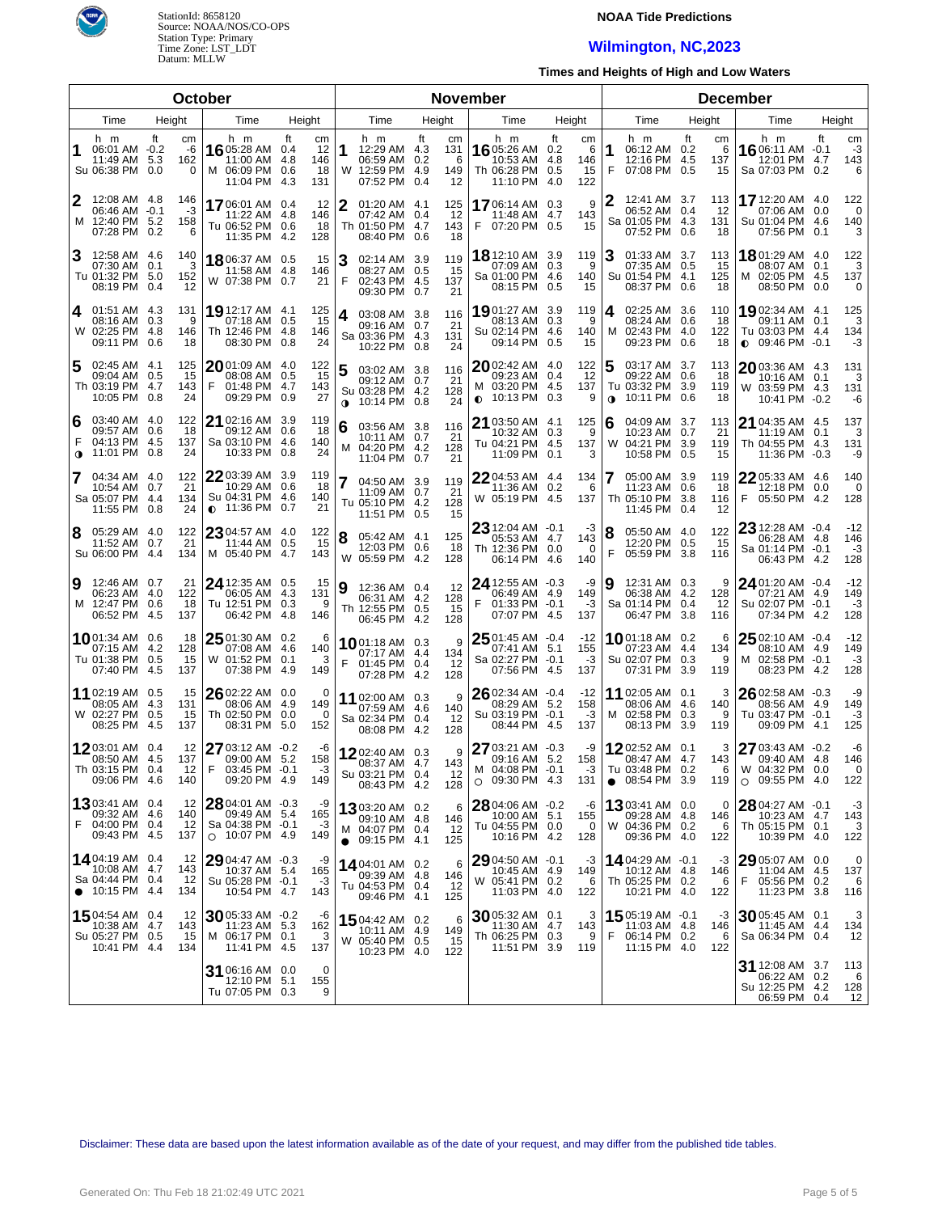StationId: 8658120
Source: NOAA/NOS/CO-OPS
Station Type: Primary
Time Zone: LST_LDT
Datum: MLLW

**NOAA Tide Predictions**

# Wilmington, NC,2023

**Times and Heights of High and Low Waters**

## October

| Day | Time | Height (ft) | Height (cm) |
|---|---|---|---|
| 1 Su | 06:01 AM | -0.2 | -6 |
| | 11:49 AM | 5.3 | 162 |
| | 06:38 PM | 0.0 | 0 |
| 2 M | 12:08 AM | 4.8 | 146 |
| | 06:46 AM | -0.1 | -3 |
| | 12:40 PM | 5.2 | 158 |
| | 07:28 PM | 0.2 | 6 |
| 3 Tu | 12:58 AM | 4.6 | 140 |
| | 07:30 AM | 0.1 | 3 |
| | 01:32 PM | 5.0 | 152 |
| | 08:19 PM | 0.4 | 12 |
| 4 W | 01:51 AM | 4.3 | 131 |
| | 08:16 AM | 0.3 | 9 |
| | 02:25 PM | 4.8 | 146 |
| | 09:11 PM | 0.6 | 18 |
| 5 Th | 02:45 AM | 4.1 | 125 |
| | 09:04 AM | 0.5 | 15 |
| | 03:19 PM | 4.7 | 143 |
| | 10:05 PM | 0.8 | 24 |
| 6 F ◑ | 03:40 AM | 4.0 | 122 |
| | 09:57 AM | 0.6 | 18 |
| | 04:13 PM | 4.5 | 137 |
| | 11:01 PM | 0.8 | 24 |
| 7 Sa | 04:34 AM | 4.0 | 122 |
| | 10:54 AM | 0.7 | 21 |
| | 05:07 PM | 4.4 | 134 |
| | 11:55 PM | 0.8 | 24 |
| 8 Su | 05:29 AM | 4.0 | 122 |
| | 11:52 AM | 0.7 | 21 |
| | 06:00 PM | 4.4 | 134 |
| 9 M | 12:46 AM | 0.7 | 21 |
| | 06:23 AM | 4.0 | 122 |
| | 12:47 PM | 0.6 | 18 |
| | 06:52 PM | 4.5 | 137 |
| 10 Tu | 01:34 AM | 0.6 | 18 |
| | 07:15 AM | 4.2 | 128 |
| | 01:38 PM | 0.5 | 15 |
| | 07:40 PM | 4.5 | 137 |
| 11 W | 02:19 AM | 0.5 | 15 |
| | 08:05 AM | 4.3 | 131 |
| | 02:27 PM | 0.5 | 15 |
| | 08:25 PM | 4.5 | 137 |
| 12 Th | 03:01 AM | 0.4 | 12 |
| | 08:50 AM | 4.5 | 137 |
| | 03:15 PM | 0.4 | 12 |
| | 09:06 PM | 4.6 | 140 |
| 13 F | 03:41 AM | 0.4 | 12 |
| | 09:32 AM | 4.6 | 140 |
| | 04:00 PM | 0.4 | 12 |
| | 09:43 PM | 4.5 | 137 |
| 14 Sa ● | 04:19 AM | 0.4 | 12 |
| | 10:08 AM | 4.7 | 143 |
| | 04:44 PM | 0.4 | 12 |
| | 10:15 PM | 4.4 | 134 |
| 15 Su | 04:54 AM | 0.4 | 12 |
| | 10:38 AM | 4.7 | 143 |
| | 05:27 PM | 0.5 | 15 |
| | 10:41 PM | 4.4 | 134 |
| 16 M | 05:28 AM | 0.4 | 12 |
| | 11:00 AM | 4.8 | 146 |
| | 06:09 PM | 0.6 | 18 |
| | 11:04 PM | 4.3 | 131 |
| 17 Tu | 06:01 AM | 0.4 | 12 |
| | 11:22 AM | 4.8 | 146 |
| | 06:52 PM | 0.6 | 18 |
| | 11:35 PM | 4.2 | 128 |
| 18 W | 06:37 AM | 0.5 | 15 |
| | 11:58 AM | 4.8 | 146 |
| | 07:38 PM | 0.7 | 21 |
| 19 Th | 12:17 AM | 4.1 | 125 |
| | 07:18 AM | 0.5 | 15 |
| | 12:46 PM | 4.8 | 146 |
| | 08:30 PM | 0.8 | 24 |
| 20 F | 01:09 AM | 4.0 | 122 |
| | 08:08 AM | 0.5 | 15 |
| | 01:48 PM | 4.7 | 143 |
| | 09:29 PM | 0.9 | 27 |
| 21 Sa | 02:16 AM | 3.9 | 119 |
| | 09:12 AM | 0.6 | 18 |
| | 03:10 PM | 4.6 | 140 |
| | 10:33 PM | 0.8 | 24 |
| 22 Su ◐ | 03:39 AM | 3.9 | 119 |
| | 10:29 AM | 0.6 | 18 |
| | 04:31 PM | 4.6 | 140 |
| | 11:36 PM | 0.7 | 21 |
| 23 M | 04:57 AM | 4.0 | 122 |
| | 11:44 AM | 0.5 | 15 |
| | 05:40 PM | 4.7 | 143 |
| 24 Tu | 12:35 AM | 0.5 | 15 |
| | 06:05 AM | 4.3 | 131 |
| | 12:51 PM | 0.3 | 9 |
| | 06:42 PM | 4.8 | 146 |
| 25 W | 01:30 AM | 0.2 | 6 |
| | 07:08 AM | 4.6 | 140 |
| | 01:52 PM | 0.1 | 3 |
| | 07:38 PM | 4.9 | 149 |
| 26 Th | 02:22 AM | 0.0 | 0 |
| | 08:06 AM | 4.9 | 149 |
| | 02:50 PM | 0.0 | 0 |
| | 08:31 PM | 5.0 | 152 |
| 27 F | 03:12 AM | -0.2 | -6 |
| | 09:00 AM | 5.2 | 158 |
| | 03:45 PM | -0.1 | -3 |
| | 09:20 PM | 4.9 | 149 |
| 28 Sa ○ | 04:01 AM | -0.3 | -9 |
| | 09:49 AM | 5.4 | 165 |
| | 04:38 PM | -0.1 | -3 |
| | 10:07 PM | 4.9 | 149 |
| 29 Su | 04:47 AM | -0.3 | -9 |
| | 10:37 AM | 5.4 | 165 |
| | 05:28 PM | -0.1 | -3 |
| | 10:54 PM | 4.7 | 143 |
| 30 M | 05:33 AM | -0.2 | -6 |
| | 11:23 AM | 5.3 | 162 |
| | 06:17 PM | 0.1 | 3 |
| | 11:41 PM | 4.5 | 137 |
| 31 Tu | 06:16 AM | 0.0 | 0 |
| | 12:10 PM | 5.1 | 155 |
| | 07:05 PM | 0.3 | 9 |

## November

| Day | Time | Height (ft) | Height (cm) |
|---|---|---|---|
| 1 W | 12:29 AM | 4.3 | 131 |
| | 06:59 AM | 0.2 | 6 |
| | 12:59 PM | 4.9 | 149 |
| | 07:52 PM | 0.4 | 12 |
| 2 Th | 01:20 AM | 4.1 | 125 |
| | 07:42 AM | 0.4 | 12 |
| | 01:50 PM | 4.7 | 143 |
| | 08:40 PM | 0.6 | 18 |
| 3 F | 02:14 AM | 3.9 | 119 |
| | 08:27 AM | 0.5 | 15 |
| | 02:43 PM | 4.5 | 137 |
| | 09:30 PM | 0.7 | 21 |
| 4 Sa | 03:08 AM | 3.8 | 116 |
| | 09:16 AM | 0.7 | 21 |
| | 03:36 PM | 4.3 | 131 |
| | 10:22 PM | 0.8 | 24 |
| 5 Su ◑ | 03:02 AM | 3.8 | 116 |
| | 09:12 AM | 0.7 | 21 |
| | 03:28 PM | 4.2 | 128 |
| | 10:14 PM | 0.8 | 24 |
| 6 M | 03:56 AM | 3.8 | 116 |
| | 10:11 AM | 0.7 | 21 |
| | 04:20 PM | 4.2 | 128 |
| | 11:04 PM | 0.7 | 21 |
| 7 Tu | 04:50 AM | 3.9 | 119 |
| | 11:09 AM | 0.7 | 21 |
| | 05:10 PM | 4.2 | 128 |
| | 11:51 PM | 0.5 | 15 |
| 8 W | 05:42 AM | 4.1 | 125 |
| | 12:03 PM | 0.6 | 18 |
| | 05:59 PM | 4.2 | 128 |
| 9 Th | 12:36 AM | 0.4 | 12 |
| | 06:31 AM | 4.2 | 128 |
| | 12:55 PM | 0.5 | 15 |
| | 06:45 PM | 4.2 | 128 |
| 10 F | 01:18 AM | 0.3 | 9 |
| | 07:17 AM | 4.4 | 134 |
| | 01:45 PM | 0.4 | 12 |
| | 07:28 PM | 4.2 | 128 |
| 11 Sa | 02:00 AM | 0.3 | 9 |
| | 07:59 AM | 4.6 | 140 |
| | 02:34 PM | 0.4 | 12 |
| | 08:08 PM | 4.2 | 128 |
| 12 Su | 02:40 AM | 0.3 | 9 |
| | 08:37 AM | 4.7 | 143 |
| | 03:21 PM | 0.4 | 12 |
| | 08:43 PM | 4.2 | 128 |
| 13 M ● | 03:20 AM | 0.2 | 6 |
| | 09:10 AM | 4.8 | 146 |
| | 04:07 PM | 0.4 | 12 |
| | 09:15 PM | 4.1 | 125 |
| 14 Tu | 04:01 AM | 0.2 | 6 |
| | 09:39 AM | 4.8 | 146 |
| | 04:53 PM | 0.4 | 12 |
| | 09:46 PM | 4.1 | 125 |
| 15 W | 04:42 AM | 0.2 | 6 |
| | 10:11 AM | 4.9 | 149 |
| | 05:40 PM | 0.5 | 15 |
| | 10:23 PM | 4.0 | 122 |
| 16 Th | 05:26 AM | 0.2 | 6 |
| | 10:53 AM | 4.8 | 146 |
| | 06:28 PM | 0.5 | 15 |
| | 11:10 PM | 4.0 | 122 |
| 17 F | 06:14 AM | 0.3 | 9 |
| | 11:48 AM | 4.7 | 143 |
| | 07:20 PM | 0.5 | 15 |
| 18 Sa | 12:10 AM | 3.9 | 119 |
| | 07:09 AM | 0.3 | 9 |
| | 01:00 PM | 4.6 | 140 |
| | 08:15 PM | 0.5 | 15 |
| 19 Su | 01:27 AM | 3.9 | 119 |
| | 08:13 AM | 0.3 | 9 |
| | 02:14 PM | 4.6 | 140 |
| | 09:14 PM | 0.5 | 15 |
| 20 M ◐ | 02:42 AM | 4.0 | 122 |
| | 09:23 AM | 0.4 | 12 |
| | 03:20 PM | 4.5 | 137 |
| | 10:13 PM | 0.3 | 9 |
| 21 Tu | 03:50 AM | 4.1 | 125 |
| | 10:32 AM | 0.3 | 9 |
| | 04:21 PM | 4.5 | 137 |
| | 11:09 PM | 0.1 | 3 |
| 22 W | 04:53 AM | 4.4 | 134 |
| | 11:36 AM | 0.2 | 6 |
| | 05:19 PM | 4.5 | 137 |
| 23 Th | 12:04 AM | -0.1 | -3 |
| | 05:53 AM | 4.7 | 143 |
| | 12:36 PM | 0.0 | 0 |
| | 06:14 PM | 4.6 | 140 |
| 24 F | 12:55 AM | -0.3 | -9 |
| | 06:49 AM | 4.9 | 149 |
| | 01:33 PM | -0.1 | -3 |
| | 07:07 PM | 4.5 | 137 |
| 25 Sa | 01:45 AM | -0.4 | -12 |
| | 07:41 AM | 5.1 | 155 |
| | 02:27 PM | -0.1 | -3 |
| | 07:56 PM | 4.5 | 137 |
| 26 Su | 02:34 AM | -0.4 | -12 |
| | 08:29 AM | 5.2 | 158 |
| | 03:19 PM | -0.1 | -3 |
| | 08:44 PM | 4.5 | 137 |
| 27 M ○ | 03:21 AM | -0.3 | -9 |
| | 09:16 AM | 5.2 | 158 |
| | 04:08 PM | -0.1 | -3 |
| | 09:30 PM | 4.3 | 131 |
| 28 Tu | 04:06 AM | -0.2 | -6 |
| | 10:00 AM | 5.1 | 155 |
| | 04:55 PM | 0.0 | 0 |
| | 10:16 PM | 4.2 | 128 |
| 29 W | 04:50 AM | -0.1 | -3 |
| | 10:45 AM | 4.9 | 149 |
| | 05:41 PM | 0.2 | 6 |
| | 11:03 PM | 4.0 | 122 |
| 30 Th | 05:32 AM | 0.1 | 3 |
| | 11:30 AM | 4.7 | 143 |
| | 06:25 PM | 0.3 | 9 |
| | 11:51 PM | 3.9 | 119 |

## December

| Day | Time | Height (ft) | Height (cm) |
|---|---|---|---|
| 1 F | 06:12 AM | 0.2 | 6 |
| | 12:16 PM | 4.5 | 137 |
| | 07:08 PM | 0.5 | 15 |
| 2 Sa | 12:41 AM | 3.7 | 113 |
| | 06:52 AM | 0.4 | 12 |
| | 01:05 PM | 4.3 | 131 |
| | 07:52 PM | 0.6 | 18 |
| 3 Su | 01:33 AM | 3.7 | 113 |
| | 07:35 AM | 0.5 | 15 |
| | 01:54 PM | 4.1 | 125 |
| | 08:37 PM | 0.6 | 18 |
| 4 M | 02:25 AM | 3.6 | 110 |
| | 08:24 AM | 0.6 | 18 |
| | 02:43 PM | 4.0 | 122 |
| | 09:23 PM | 0.6 | 18 |
| 5 Tu ◑ | 03:17 AM | 3.7 | 113 |
| | 09:22 AM | 0.6 | 18 |
| | 03:32 PM | 3.9 | 119 |
| | 10:11 PM | 0.6 | 18 |
| 6 W | 04:09 AM | 3.7 | 113 |
| | 10:23 AM | 0.7 | 21 |
| | 04:21 PM | 3.9 | 119 |
| | 10:58 PM | 0.5 | 15 |
| 7 Th | 05:00 AM | 3.9 | 119 |
| | 11:23 AM | 0.6 | 18 |
| | 05:10 PM | 3.8 | 116 |
| | 11:45 PM | 0.4 | 12 |
| 8 F | 05:50 AM | 4.0 | 122 |
| | 12:20 PM | 0.5 | 15 |
| | 05:59 PM | 3.8 | 116 |
| 9 Sa | 12:31 AM | 0.3 | 9 |
| | 06:38 AM | 4.2 | 128 |
| | 01:14 PM | 0.4 | 12 |
| | 06:47 PM | 3.8 | 116 |
| 10 Su | 01:18 AM | 0.2 | 6 |
| | 07:23 AM | 4.4 | 134 |
| | 02:07 PM | 0.3 | 9 |
| | 07:31 PM | 3.9 | 119 |
| 11 M | 02:05 AM | 0.1 | 3 |
| | 08:06 AM | 4.6 | 140 |
| | 02:58 PM | 0.3 | 9 |
| | 08:13 PM | 3.9 | 119 |
| 12 Tu ● | 02:52 AM | 0.1 | 3 |
| | 08:47 AM | 4.7 | 143 |
| | 03:48 PM | 0.2 | 6 |
| | 08:54 PM | 3.9 | 119 |
| 13 W | 03:41 AM | 0.0 | 0 |
| | 09:28 AM | 4.8 | 146 |
| | 04:36 PM | 0.2 | 6 |
| | 09:36 PM | 4.0 | 122 |
| 14 Th | 04:29 AM | -0.1 | -3 |
| | 10:12 AM | 4.8 | 146 |
| | 05:25 PM | 0.2 | 6 |
| | 10:21 PM | 4.0 | 122 |
| 15 F | 05:19 AM | -0.1 | -3 |
| | 11:03 AM | 4.8 | 146 |
| | 06:14 PM | 0.2 | 6 |
| | 11:15 PM | 4.0 | 122 |
| 16 Sa | 06:11 AM | -0.1 | -3 |
| | 12:01 PM | 4.7 | 143 |
| | 07:03 PM | 0.2 | 6 |
| 17 Su | 12:20 AM | 4.0 | 122 |
| | 07:06 AM | 0.0 | 0 |
| | 01:04 PM | 4.6 | 140 |
| | 07:56 PM | 0.1 | 3 |
| 18 M | 01:29 AM | 4.0 | 122 |
| | 08:07 AM | 0.1 | 3 |
| | 02:05 PM | 4.5 | 137 |
| | 08:50 PM | 0.0 | 0 |
| 19 Tu ◐ | 02:34 AM | 4.1 | 125 |
| | 09:11 AM | 0.1 | 3 |
| | 03:03 PM | 4.4 | 134 |
| | 09:46 PM | -0.1 | -3 |
| 20 W | 03:36 AM | 4.3 | 131 |
| | 10:16 AM | 0.1 | 3 |
| | 03:59 PM | 4.3 | 131 |
| | 10:41 PM | -0.2 | -6 |
| 21 Th | 04:35 AM | 4.5 | 137 |
| | 11:19 AM | 0.1 | 3 |
| | 04:55 PM | 4.3 | 131 |
| | 11:36 PM | -0.3 | -9 |
| 22 F | 05:33 AM | 4.6 | 140 |
| | 12:18 PM | 0.0 | 0 |
| | 05:50 PM | 4.2 | 128 |
| 23 Sa | 12:28 AM | -0.4 | -12 |
| | 06:28 AM | 4.8 | 146 |
| | 01:14 PM | -0.1 | -3 |
| | 06:43 PM | 4.2 | 128 |
| 24 Su | 01:20 AM | -0.4 | -12 |
| | 07:21 AM | 4.9 | 149 |
| | 02:07 PM | -0.1 | -3 |
| | 07:34 PM | 4.2 | 128 |
| 25 M | 02:10 AM | -0.4 | -12 |
| | 08:10 AM | 4.9 | 149 |
| | 02:58 PM | -0.1 | -3 |
| | 08:23 PM | 4.2 | 128 |
| 26 Tu | 02:58 AM | -0.3 | -9 |
| | 08:56 AM | 4.9 | 149 |
| | 03:47 PM | -0.1 | -3 |
| | 09:09 PM | 4.1 | 125 |
| 27 W ○ | 03:43 AM | -0.2 | -6 |
| | 09:40 AM | 4.8 | 146 |
| | 04:32 PM | 0.0 | 0 |
| | 09:55 PM | 4.0 | 122 |
| 28 Th | 04:27 AM | -0.1 | -3 |
| | 10:23 AM | 4.7 | 143 |
| | 05:15 PM | 0.1 | 3 |
| | 10:39 PM | 4.0 | 122 |
| 29 F | 05:07 AM | 0.0 | 0 |
| | 11:04 AM | 4.5 | 137 |
| | 05:56 PM | 0.2 | 6 |
| | 11:23 PM | 3.8 | 116 |
| 30 Sa | 05:45 AM | 0.1 | 3 |
| | 11:45 AM | 4.4 | 134 |
| | 06:34 PM | 0.4 | 12 |
| 31 Su | 12:08 AM | 3.7 | 113 |
| | 06:22 AM | 0.2 | 6 |
| | 12:25 PM | 4.2 | 128 |
| | 06:59 PM | 0.4 | 12 |

Disclaimer: These data are based upon the latest information available as of the date of your request, and may differ from the published tide tables.